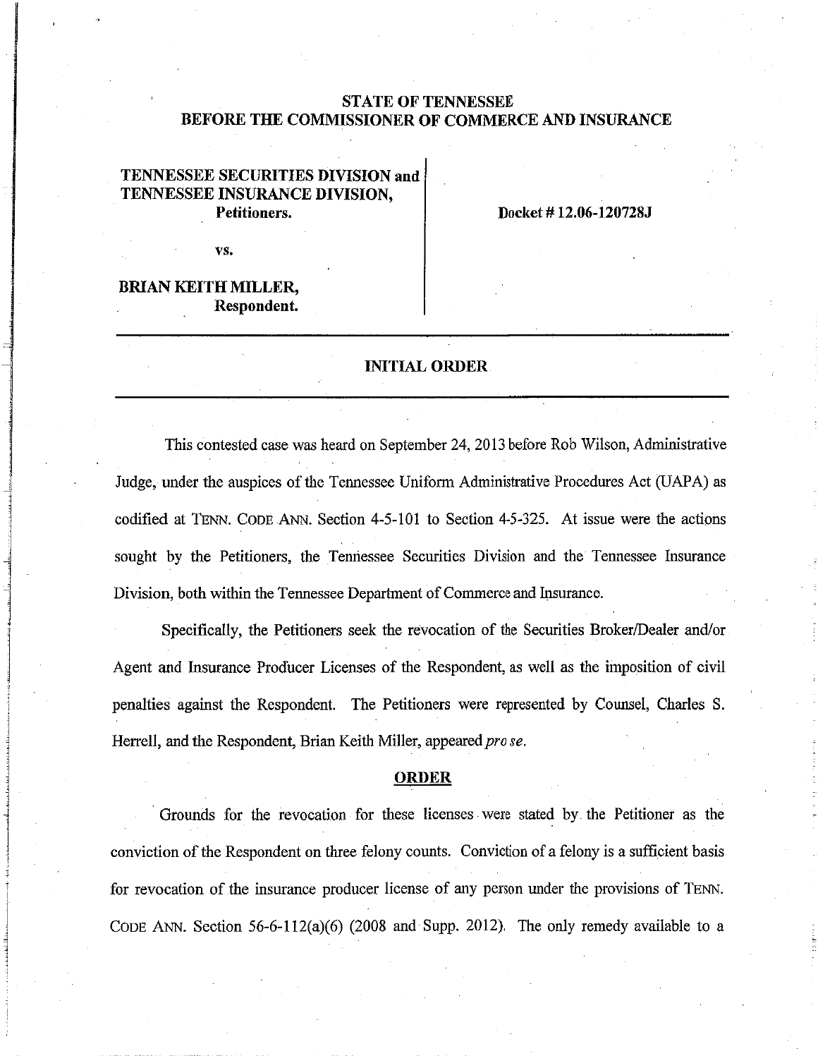**STATE OF TENNESSEE**
**BEFORE THE COMMISSIONER OF COMMERCE AND INSURANCE**

| | |
|---|---|
| **TENNESSEE SECURITIES DIVISION and TENNESSEE INSURANCE DIVISION, Petitioners.** | **Docket # 12.06-120728J** |
| **vs.** | |
| **BRIAN KEITH MILLER, Respondent.** | |

---

## INITIAL ORDER

---

This contested case was heard on September 24, 2013 before Rob Wilson, Administrative Judge, under the auspices of the Tennessee Uniform Administrative Procedures Act (UAPA) as codified at TENN. CODE ANN. Section 4-5-101 to Section 4-5-325. At issue were the actions sought by the Petitioners, the Tennessee Securities Division and the Tennessee Insurance Division, both within the Tennessee Department of Commerce and Insurance.

Specifically, the Petitioners seek the revocation of the Securities Broker/Dealer and/or Agent and Insurance Producer Licenses of the Respondent, as well as the imposition of civil penalties against the Respondent. The Petitioners were represented by Counsel, Charles S. Herrell, and the Respondent, Brian Keith Miller, appeared *pro se*.

## ORDER

Grounds for the revocation for these licenses were stated by the Petitioner as the conviction of the Respondent on three felony counts. Conviction of a felony is a sufficient basis for revocation of the insurance producer license of any person under the provisions of TENN. CODE ANN. Section 56-6-112(a)(6) (2008 and Supp. 2012). The only remedy available to a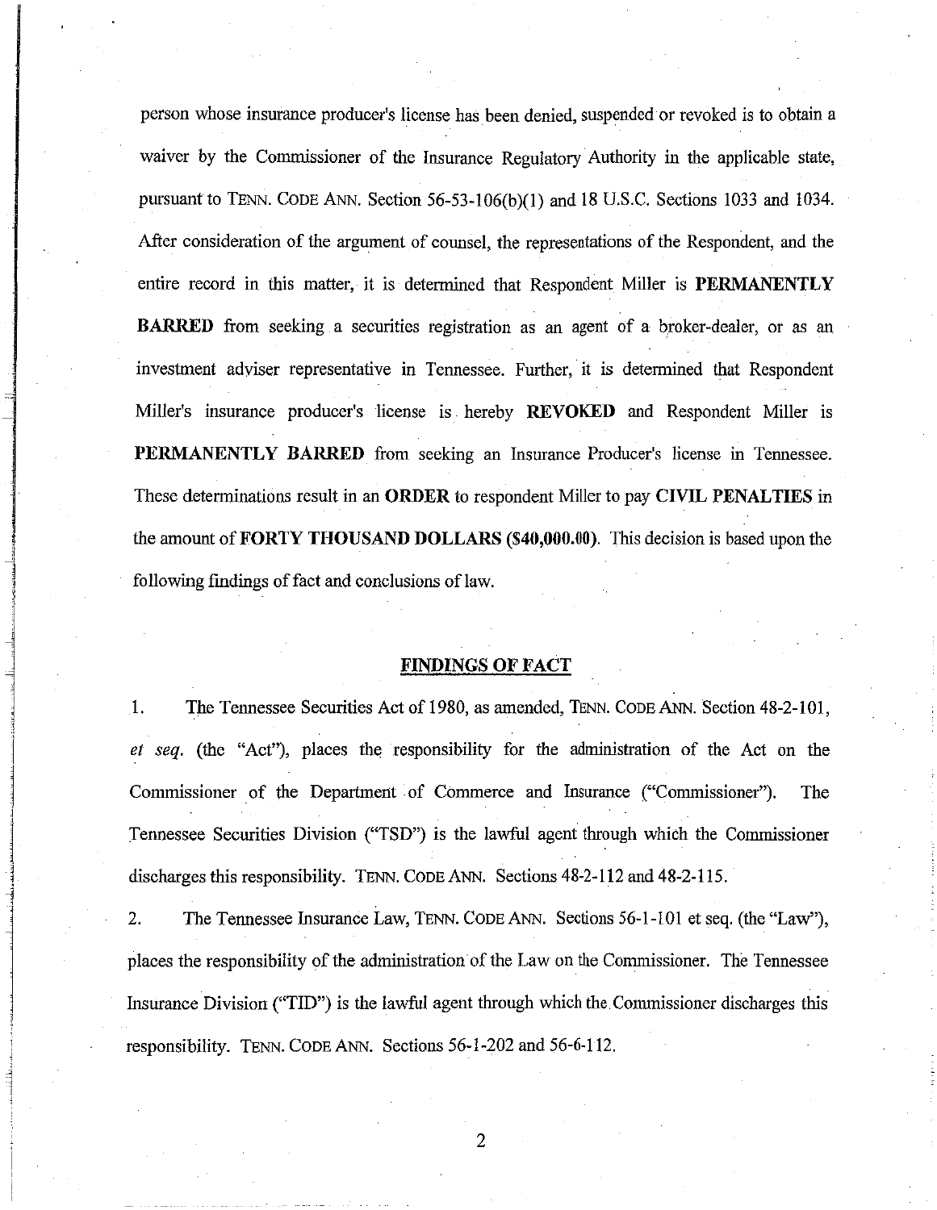person whose insurance producer's license has been denied, suspended or revoked is to obtain a waiver by the Commissioner of the Insurance Regulatory Authority in the applicable state, pursuant to TENN. CODE ANN. Section 56-53-106(b)(1) and 18 U.S.C. Sections 1033 and 1034. After consideration of the argument of counsel, the representations of the Respondent, and the entire record in this matter, it is determined that Respondent Miller is **PERMANENTLY BARRED** from seeking a securities registration as an agent of a broker-dealer, or as an investment adviser representative in Tennessee. Further, it is determined that Respondent Miller's insurance producer's license is hereby **REVOKED** and Respondent Miller is **PERMANENTLY BARRED** from seeking an Insurance Producer's license in Tennessee. These determinations result in an **ORDER** to respondent Miller to pay **CIVIL PENALTIES** in the amount of **FORTY THOUSAND DOLLARS ($40,000.00)**. This decision is based upon the following findings of fact and conclusions of law.

## FINDINGS OF FACT

1. The Tennessee Securities Act of 1980, as amended, TENN. CODE ANN. Section 48-2-101, *et seq.* (the "Act"), places the responsibility for the administration of the Act on the Commissioner of the Department of Commerce and Insurance ("Commissioner"). The Tennessee Securities Division ("TSD") is the lawful agent through which the Commissioner discharges this responsibility. TENN. CODE ANN. Sections 48-2-112 and 48-2-115.

2. The Tennessee Insurance Law, TENN. CODE ANN. Sections 56-1-101 et seq. (the "Law"), places the responsibility of the administration of the Law on the Commissioner. The Tennessee Insurance Division ("TID") is the lawful agent through which the Commissioner discharges this responsibility. TENN. CODE ANN. Sections 56-1-202 and 56-6-112.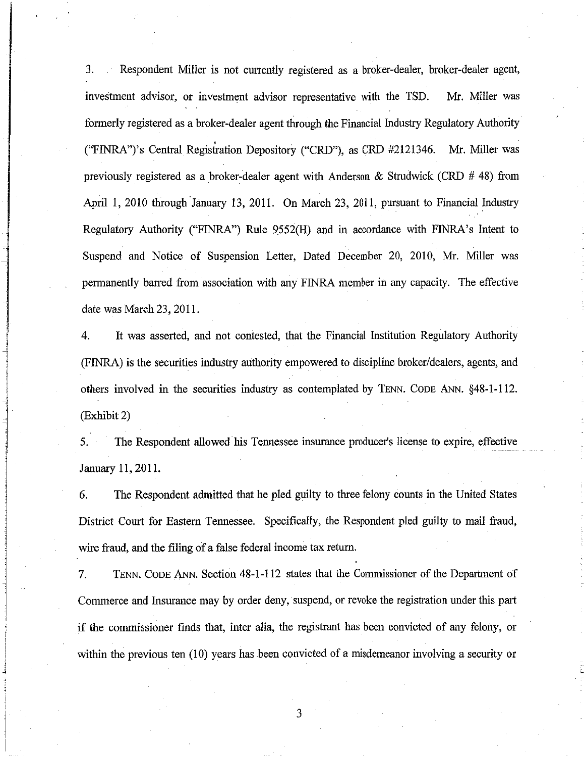3. Respondent Miller is not currently registered as a broker-dealer, broker-dealer agent, investment advisor, or investment advisor representative with the TSD. Mr. Miller was formerly registered as a broker-dealer agent through the Financial Industry Regulatory Authority ("FINRA")'s Central Registration Depository ("CRD"), as CRD #2121346. Mr. Miller was previously registered as a broker-dealer agent with Anderson & Strudwick (CRD # 48) from April 1, 2010 through January 13, 2011. On March 23, 2011, pursuant to Financial Industry Regulatory Authority ("FINRA") Rule 9552(H) and in accordance with FINRA's Intent to Suspend and Notice of Suspension Letter, Dated December 20, 2010, Mr. Miller was permanently barred from association with any FINRA member in any capacity. The effective date was March 23, 2011.

4. It was asserted, and not contested, that the Financial Institution Regulatory Authority (FINRA) is the securities industry authority empowered to discipline broker/dealers, agents, and others involved in the securities industry as contemplated by TENN. CODE ANN. §48-1-112. (Exhibit 2)

5. The Respondent allowed his Tennessee insurance producer's license to expire, effective January 11, 2011.

6. The Respondent admitted that he pled guilty to three felony counts in the United States District Court for Eastern Tennessee. Specifically, the Respondent pled guilty to mail fraud, wire fraud, and the filing of a false federal income tax return.

7. TENN. CODE ANN. Section 48-1-112 states that the Commissioner of the Department of Commerce and Insurance may by order deny, suspend, or revoke the registration under this part if the commissioner finds that, inter alia, the registrant has been convicted of any felony, or within the previous ten (10) years has been convicted of a misdemeanor involving a security or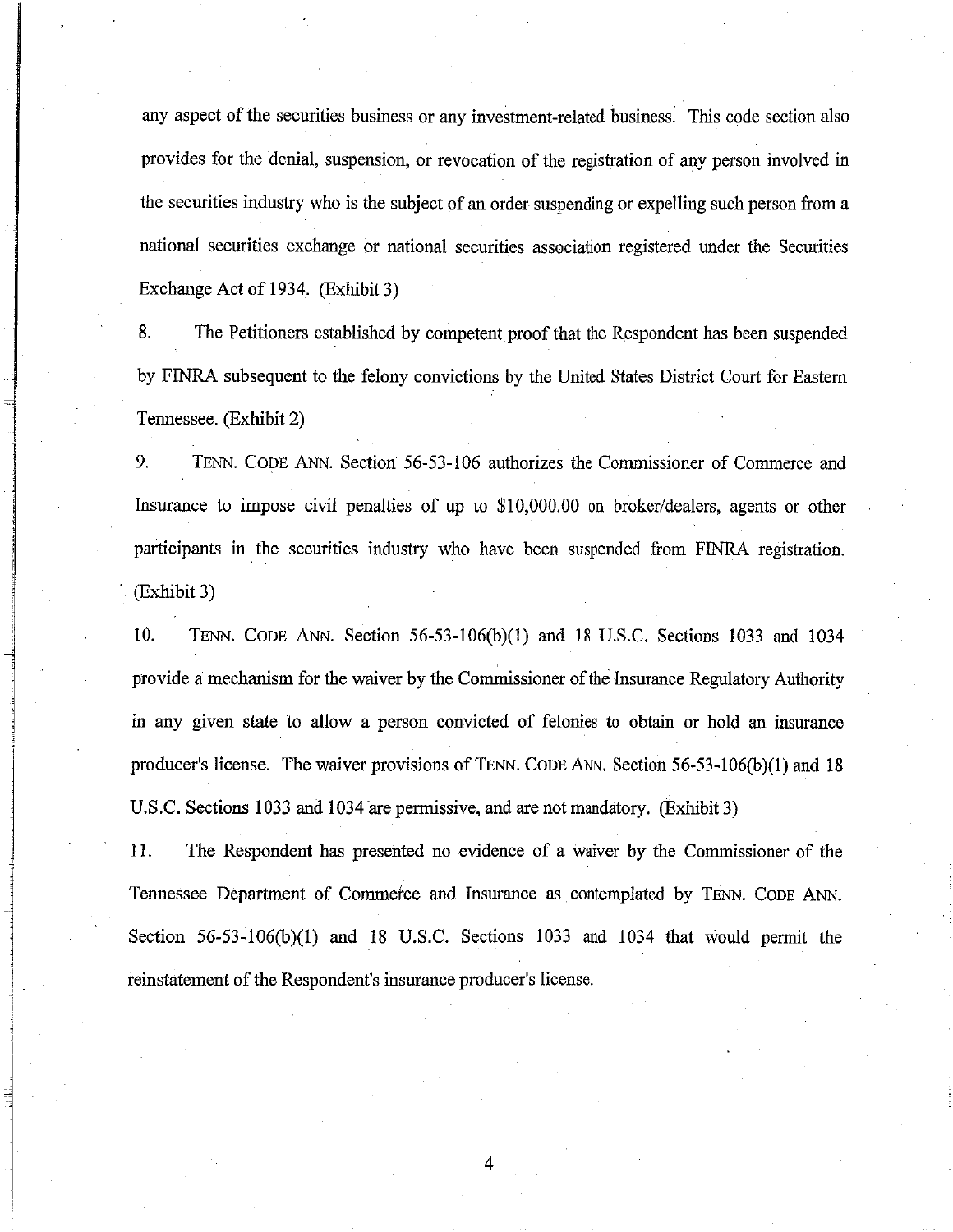any aspect of the securities business or any investment-related business. This code section also provides for the denial, suspension, or revocation of the registration of any person involved in the securities industry who is the subject of an order suspending or expelling such person from a national securities exchange or national securities association registered under the Securities Exchange Act of 1934. (Exhibit 3)

8. The Petitioners established by competent proof that the Respondent has been suspended by FINRA subsequent to the felony convictions by the United States District Court for Eastern Tennessee. (Exhibit 2)

9. TENN. CODE ANN. Section 56-53-106 authorizes the Commissioner of Commerce and Insurance to impose civil penalties of up to $10,000.00 on broker/dealers, agents or other participants in the securities industry who have been suspended from FINRA registration. (Exhibit 3)

10. TENN. CODE ANN. Section 56-53-106(b)(1) and 18 U.S.C. Sections 1033 and 1034 provide a mechanism for the waiver by the Commissioner of the Insurance Regulatory Authority in any given state to allow a person convicted of felonies to obtain or hold an insurance producer's license. The waiver provisions of TENN. CODE ANN. Section 56-53-106(b)(1) and 18 U.S.C. Sections 1033 and 1034 are permissive, and are not mandatory. (Exhibit 3)

11. The Respondent has presented no evidence of a waiver by the Commissioner of the Tennessee Department of Commerce and Insurance as contemplated by TENN. CODE ANN. Section 56-53-106(b)(1) and 18 U.S.C. Sections 1033 and 1034 that would permit the reinstatement of the Respondent's insurance producer's license.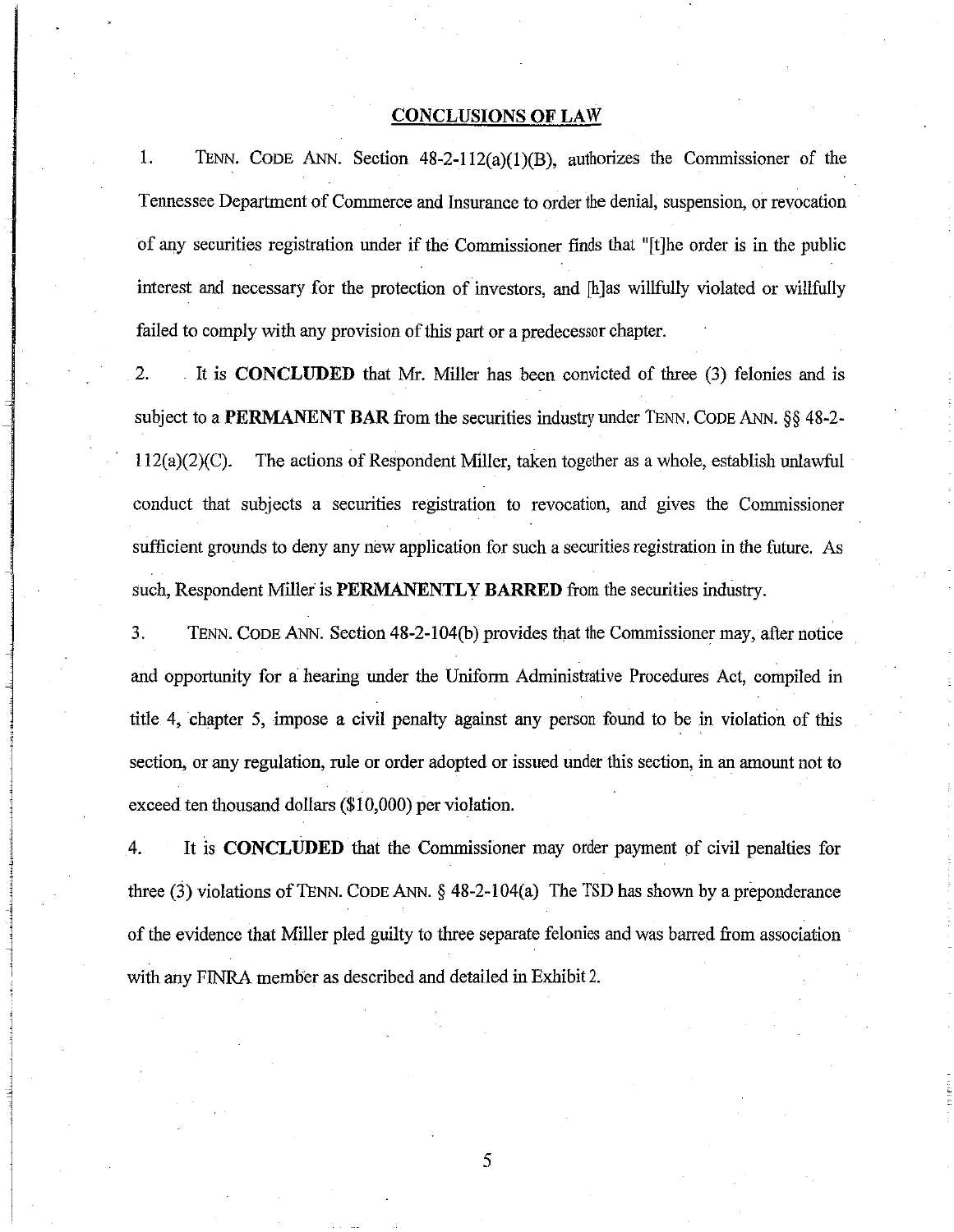## CONCLUSIONS OF LAW

1. TENN. CODE ANN. Section 48-2-112(a)(1)(B), authorizes the Commissioner of the Tennessee Department of Commerce and Insurance to order the denial, suspension, or revocation of any securities registration under if the Commissioner finds that "[t]he order is in the public interest and necessary for the protection of investors, and [h]as willfully violated or willfully failed to comply with any provision of this part or a predecessor chapter.

2. It is **CONCLUDED** that Mr. Miller has been convicted of three (3) felonies and is subject to a **PERMANENT BAR** from the securities industry under TENN. CODE ANN. §§ 48-2-112(a)(2)(C). The actions of Respondent Miller, taken together as a whole, establish unlawful conduct that subjects a securities registration to revocation, and gives the Commissioner sufficient grounds to deny any new application for such a securities registration in the future. As such, Respondent Miller is **PERMANENTLY BARRED** from the securities industry.

3. TENN. CODE ANN. Section 48-2-104(b) provides that the Commissioner may, after notice and opportunity for a hearing under the Uniform Administrative Procedures Act, compiled in title 4, chapter 5, impose a civil penalty against any person found to be in violation of this section, or any regulation, rule or order adopted or issued under this section, in an amount not to exceed ten thousand dollars ($10,000) per violation.

4. It is **CONCLUDED** that the Commissioner may order payment of civil penalties for three (3) violations of TENN. CODE ANN. § 48-2-104(a) The TSD has shown by a preponderance of the evidence that Miller pled guilty to three separate felonies and was barred from association with any FINRA member as described and detailed in Exhibit 2.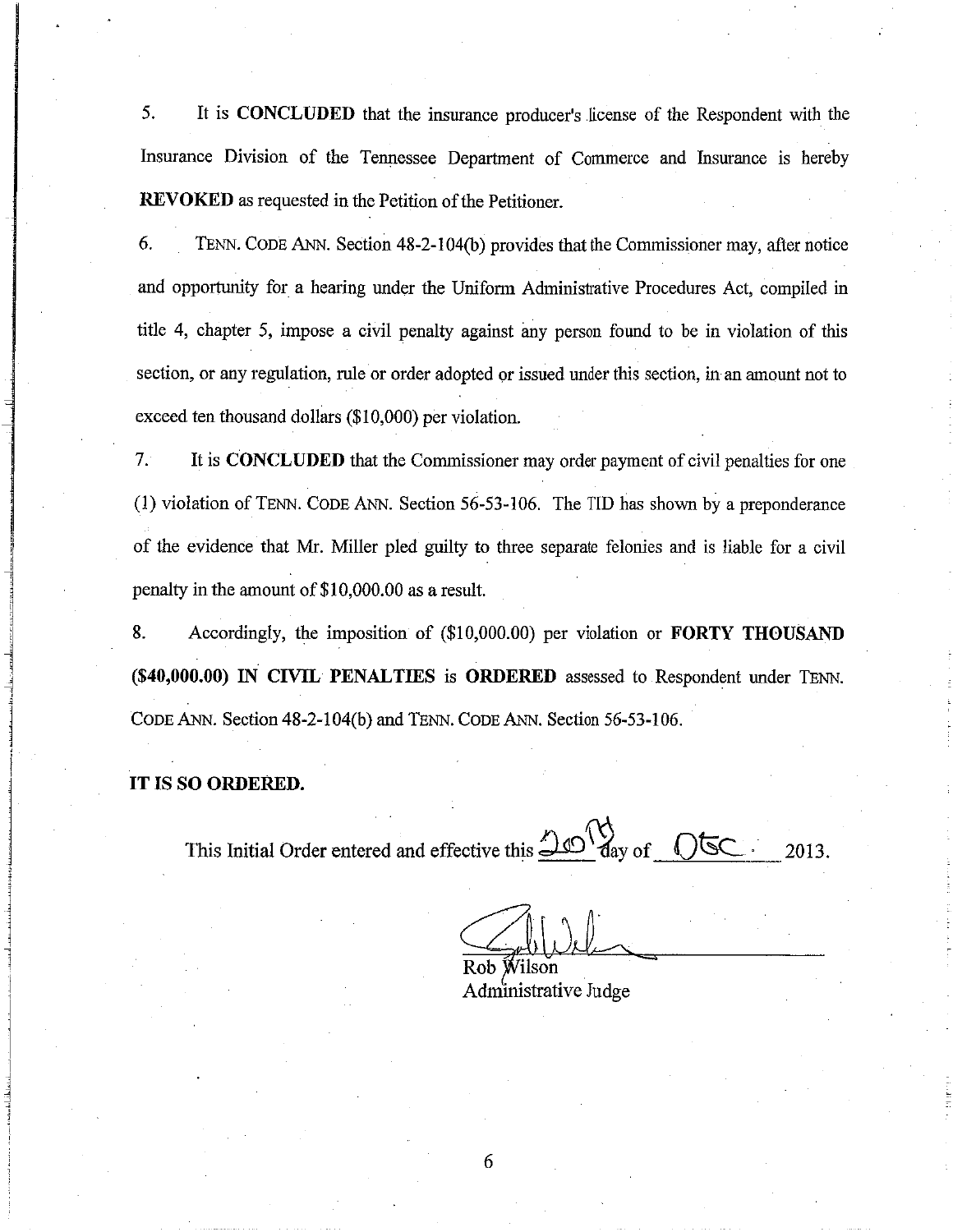5. It is **CONCLUDED** that the insurance producer's license of the Respondent with the Insurance Division of the Tennessee Department of Commerce and Insurance is hereby **REVOKED** as requested in the Petition of the Petitioner.

6. TENN. CODE ANN. Section 48-2-104(b) provides that the Commissioner may, after notice and opportunity for a hearing under the Uniform Administrative Procedures Act, compiled in title 4, chapter 5, impose a civil penalty against any person found to be in violation of this section, or any regulation, rule or order adopted or issued under this section, in an amount not to exceed ten thousand dollars ($10,000) per violation.

7. It is **CONCLUDED** that the Commissioner may order payment of civil penalties for one (1) violation of TENN. CODE ANN. Section 56-53-106. The TID has shown by a preponderance of the evidence that Mr. Miller pled guilty to three separate felonies and is liable for a civil penalty in the amount of $10,000.00 as a result.

8. Accordingly, the imposition of ($10,000.00) per violation or **FORTY THOUSAND ($40,000.00) IN CIVIL PENALTIES** is **ORDERED** assessed to Respondent under TENN. CODE ANN. Section 48-2-104(b) and TENN. CODE ANN. Section 56-53-106.

**IT IS SO ORDERED.**

This Initial Order entered and effective this 20th day of Dec. 2013.

Rob Wilson
Administrative Judge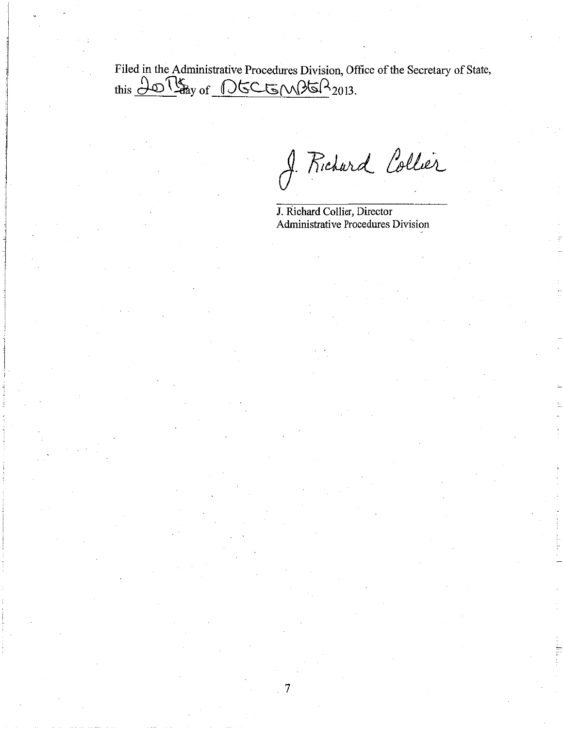Filed in the Administrative Procedures Division, Office of the Secretary of State, this 20th day of DECEMBER 2013.

J. Richard Collier

J. Richard Collier, Director
Administrative Procedures Division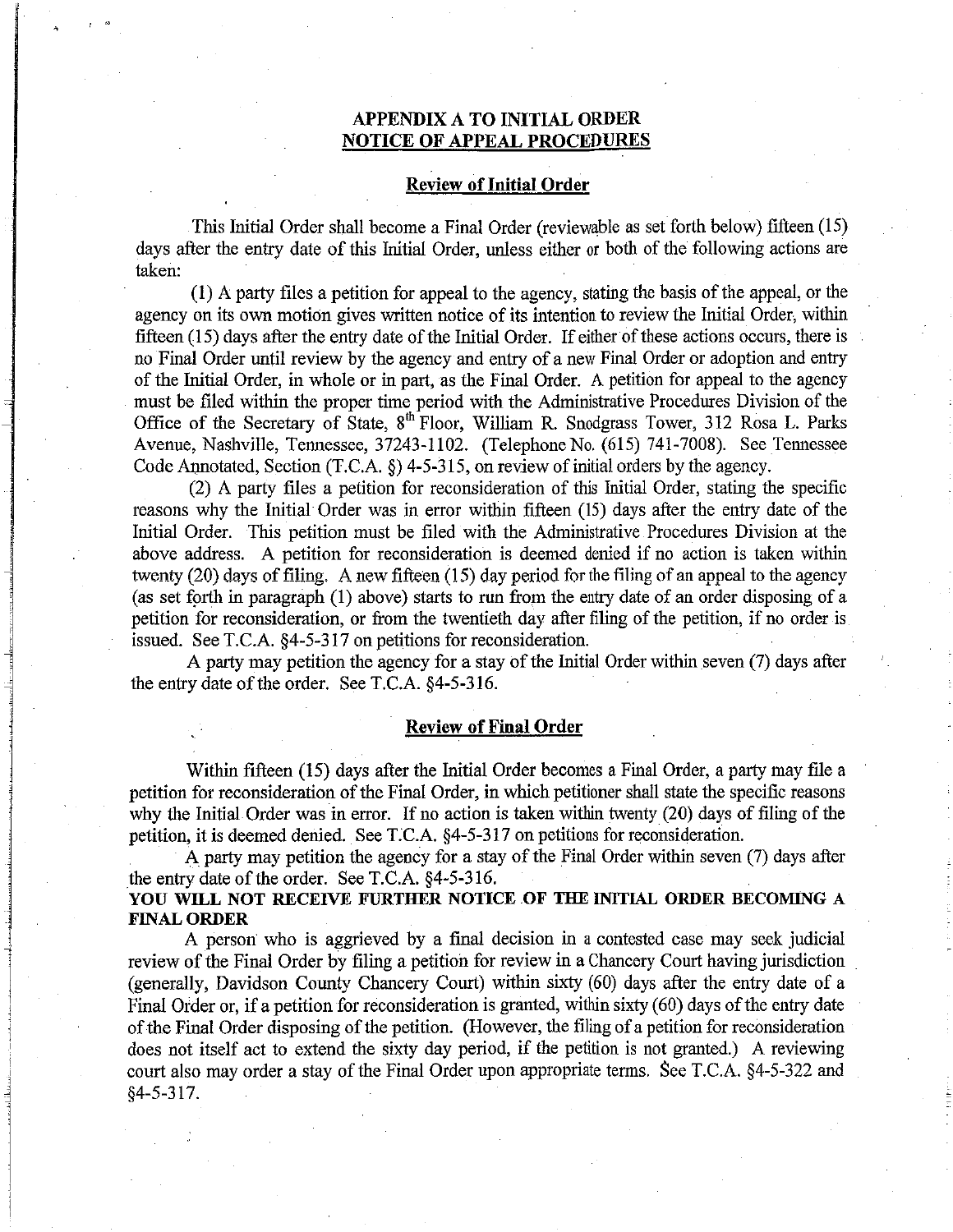## APPENDIX A TO INITIAL ORDER
## NOTICE OF APPEAL PROCEDURES

### Review of Initial Order

This Initial Order shall become a Final Order (reviewable as set forth below) fifteen (15) days after the entry date of this Initial Order, unless either or both of the following actions are taken:

(1) A party files a petition for appeal to the agency, stating the basis of the appeal, or the agency on its own motion gives written notice of its intention to review the Initial Order, within fifteen (15) days after the entry date of the Initial Order. If either of these actions occurs, there is no Final Order until review by the agency and entry of a new Final Order or adoption and entry of the Initial Order, in whole or in part, as the Final Order. A petition for appeal to the agency must be filed within the proper time period with the Administrative Procedures Division of the Office of the Secretary of State, 8th Floor, William R. Snodgrass Tower, 312 Rosa L. Parks Avenue, Nashville, Tennessee, 37243-1102. (Telephone No. (615) 741-7008). See Tennessee Code Annotated, Section (T.C.A. §) 4-5-315, on review of initial orders by the agency.

(2) A party files a petition for reconsideration of this Initial Order, stating the specific reasons why the Initial Order was in error within fifteen (15) days after the entry date of the Initial Order. This petition must be filed with the Administrative Procedures Division at the above address. A petition for reconsideration is deemed denied if no action is taken within twenty (20) days of filing. A new fifteen (15) day period for the filing of an appeal to the agency (as set forth in paragraph (1) above) starts to run from the entry date of an order disposing of a petition for reconsideration, or from the twentieth day after filing of the petition, if no order is issued. See T.C.A. §4-5-317 on petitions for reconsideration.

A party may petition the agency for a stay of the Initial Order within seven (7) days after the entry date of the order. See T.C.A. §4-5-316.

### Review of Final Order

Within fifteen (15) days after the Initial Order becomes a Final Order, a party may file a petition for reconsideration of the Final Order, in which petitioner shall state the specific reasons why the Initial Order was in error. If no action is taken within twenty (20) days of filing of the petition, it is deemed denied. See T.C.A. §4-5-317 on petitions for reconsideration.

A party may petition the agency for a stay of the Final Order within seven (7) days after the entry date of the order. See T.C.A. §4-5-316.

**YOU WILL NOT RECEIVE FURTHER NOTICE OF THE INITIAL ORDER BECOMING A FINAL ORDER**

A person who is aggrieved by a final decision in a contested case may seek judicial review of the Final Order by filing a petition for review in a Chancery Court having jurisdiction (generally, Davidson County Chancery Court) within sixty (60) days after the entry date of a Final Order or, if a petition for reconsideration is granted, within sixty (60) days of the entry date of the Final Order disposing of the petition. (However, the filing of a petition for reconsideration does not itself act to extend the sixty day period, if the petition is not granted.) A reviewing court also may order a stay of the Final Order upon appropriate terms. See T.C.A. §4-5-322 and §4-5-317.